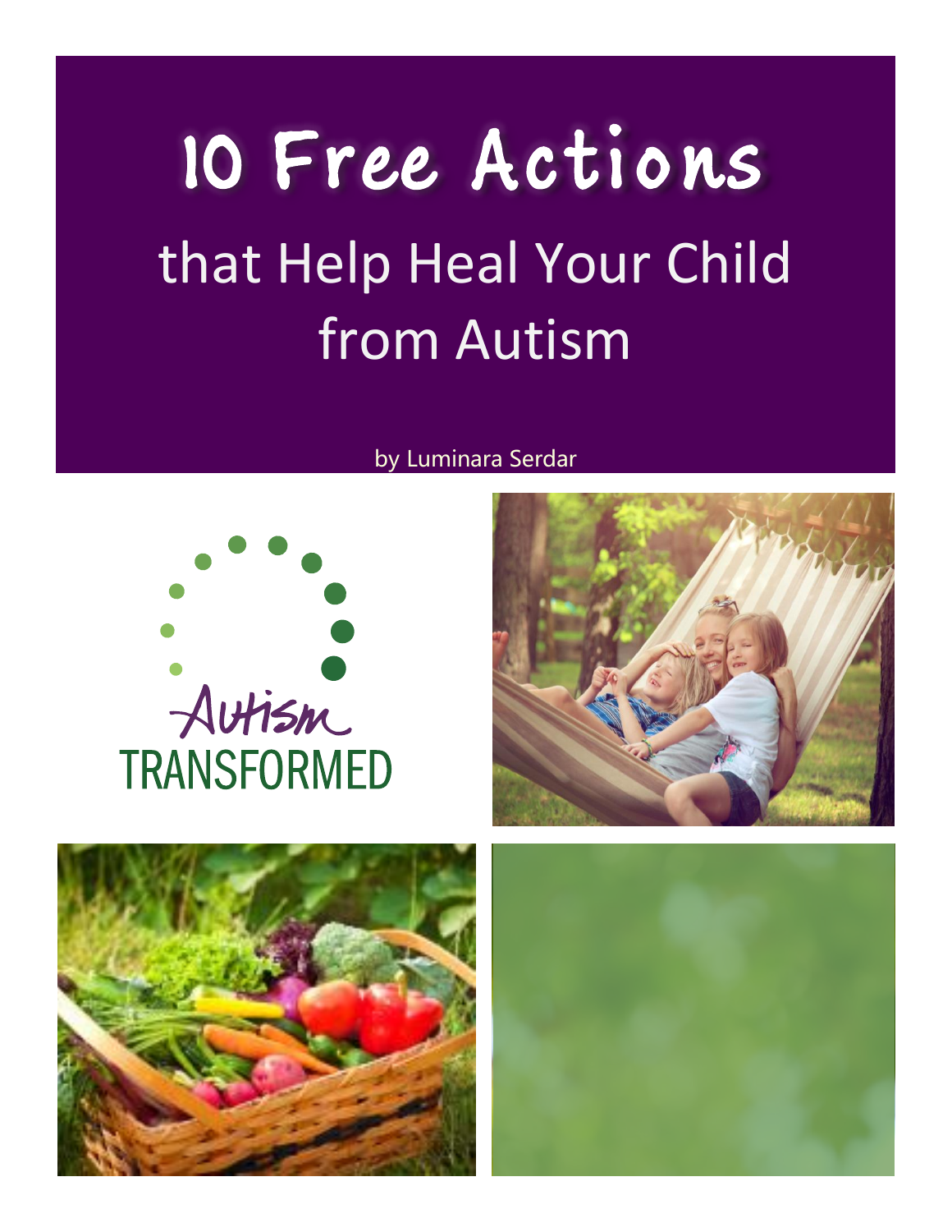# 10 Free Actions

## that Help Heal Your Child from Autism

by Luminara Serdar

Autism
TRANSFORMED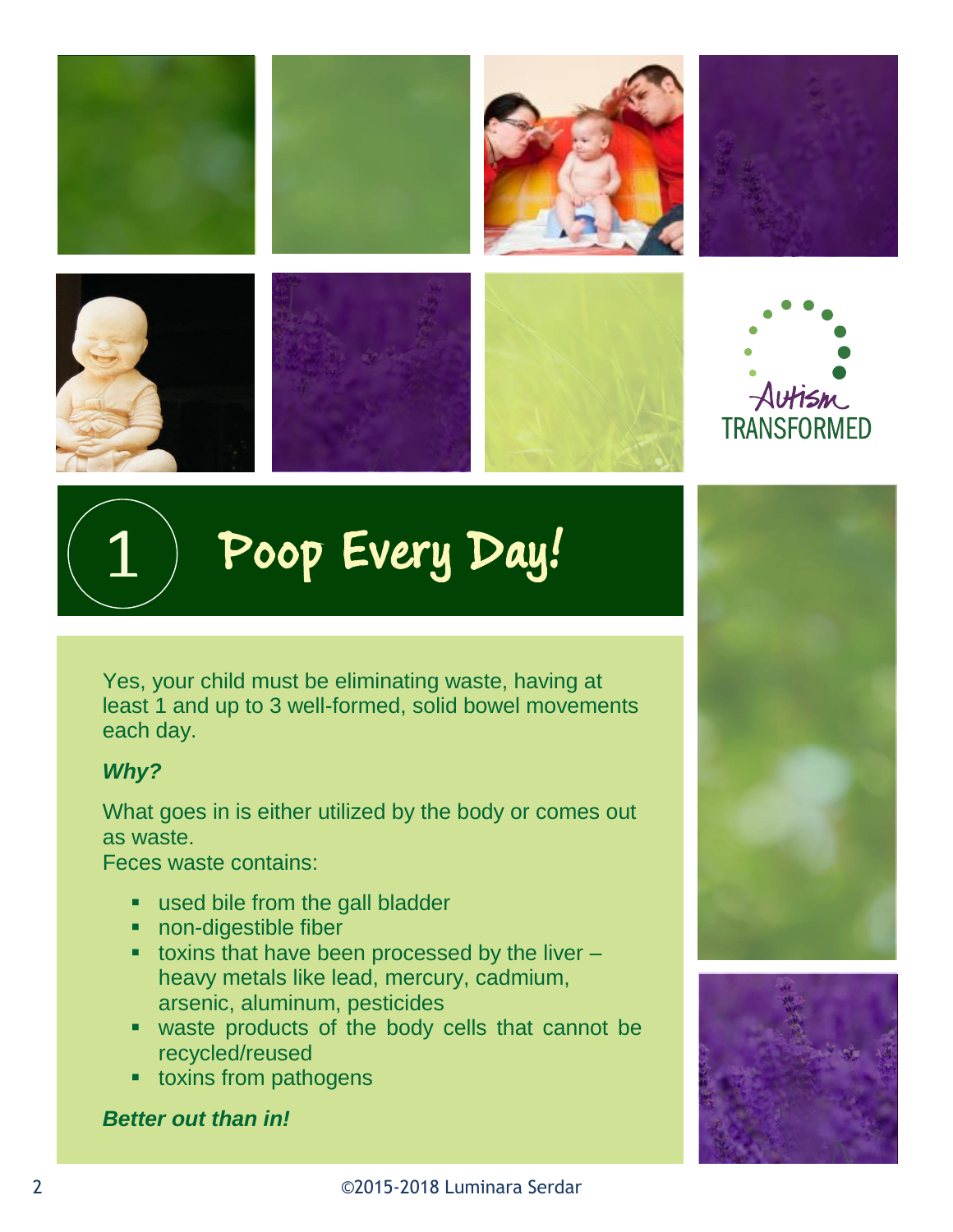# 1 Poop Every Day!

Yes, your child must be eliminating waste, having at least 1 and up to 3 well-formed, solid bowel movements each day.

***Why?***

What goes in is either utilized by the body or comes out as waste.
Feces waste contains:

- used bile from the gall bladder
- non-digestible fiber
- toxins that have been processed by the liver – heavy metals like lead, mercury, cadmium, arsenic, aluminum, pesticides
- waste products of the body cells that cannot be recycled/reused
- toxins from pathogens

***Better out than in!***

©2015-2018 Luminara Serdar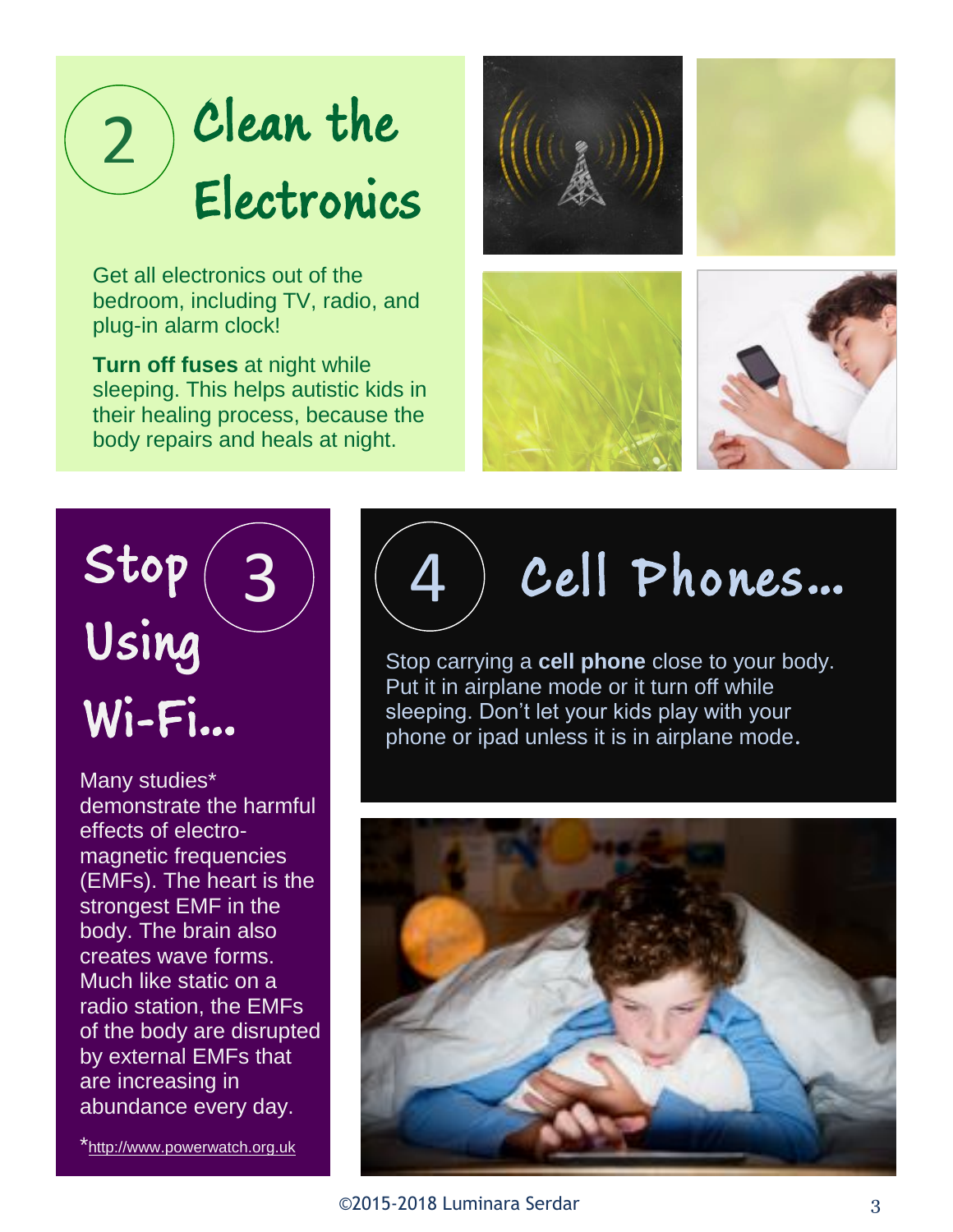## 2 Clean the Electronics

Get all electronics out of the bedroom, including TV, radio, and plug-in alarm clock!

**Turn off fuses** at night while sleeping. This helps autistic kids in their healing process, because the body repairs and heals at night.

## 3 Stop Using Wi-Fi...

Many studies* demonstrate the harmful effects of electro-magnetic frequencies (EMFs). The heart is the strongest EMF in the body. The brain also creates wave forms. Much like static on a radio station, the EMFs of the body are disrupted by external EMFs that are increasing in abundance every day.

*http://www.powerwatch.org.uk

## 4 Cell Phones...

Stop carrying a **cell phone** close to your body. Put it in airplane mode or it turn off while sleeping. Don't let your kids play with your phone or ipad unless it is in airplane mode.

©2015-2018 Luminara Serdar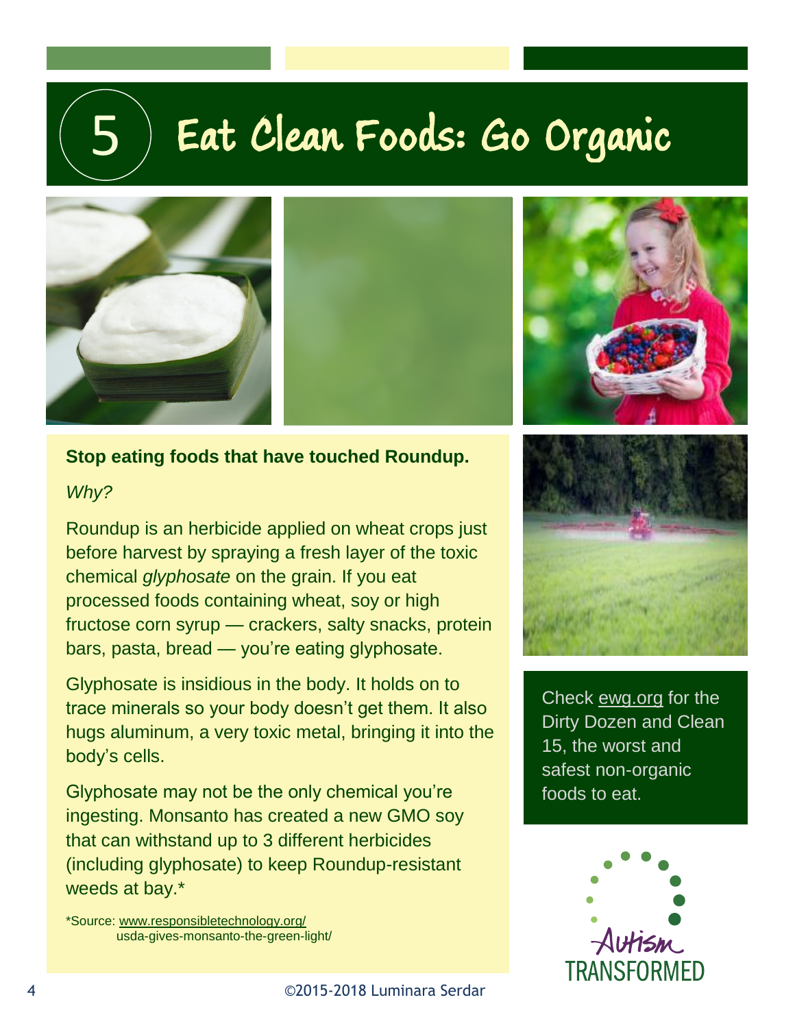# 5 Eat Clean Foods: Go Organic

**Stop eating foods that have touched Roundup.**

*Why?*

Roundup is an herbicide applied on wheat crops just before harvest by spraying a fresh layer of the toxic chemical *glyphosate* on the grain. If you eat processed foods containing wheat, soy or high fructose corn syrup — crackers, salty snacks, protein bars, pasta, bread — you're eating glyphosate.

Glyphosate is insidious in the body. It holds on to trace minerals so your body doesn't get them. It also hugs aluminum, a very toxic metal, bringing it into the body's cells.

Glyphosate may not be the only chemical you're ingesting. Monsanto has created a new GMO soy that can withstand up to 3 different herbicides (including glyphosate) to keep Roundup-resistant weeds at bay.*

*Source: www.responsibletechnology.org/usda-gives-monsanto-the-green-light/

Check ewg.org for the Dirty Dozen and Clean 15, the worst and safest non-organic foods to eat.

Autism TRANSFORMED

©2015-2018 Luminara Serdar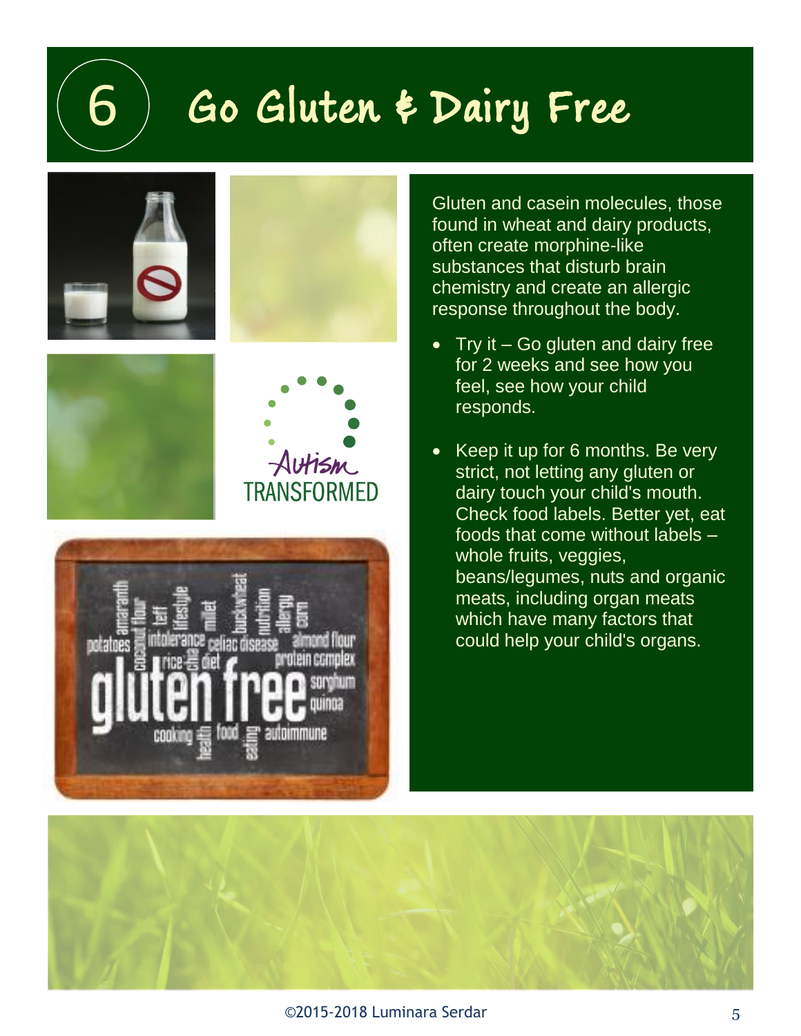# 6 Go Gluten & Dairy Free

Gluten and casein molecules, those found in wheat and dairy products, often create morphine-like substances that disturb brain chemistry and create an allergic response throughout the body.

- Try it – Go gluten and dairy free for 2 weeks and see how you feel, see how your child responds.
- Keep it up for 6 months. Be very strict, not letting any gluten or dairy touch your child's mouth. Check food labels. Better yet, eat foods that come without labels – whole fruits, veggies, beans/legumes, nuts and organic meats, including organ meats which have many factors that could help your child's organs.

©2015-2018 Luminara Serdar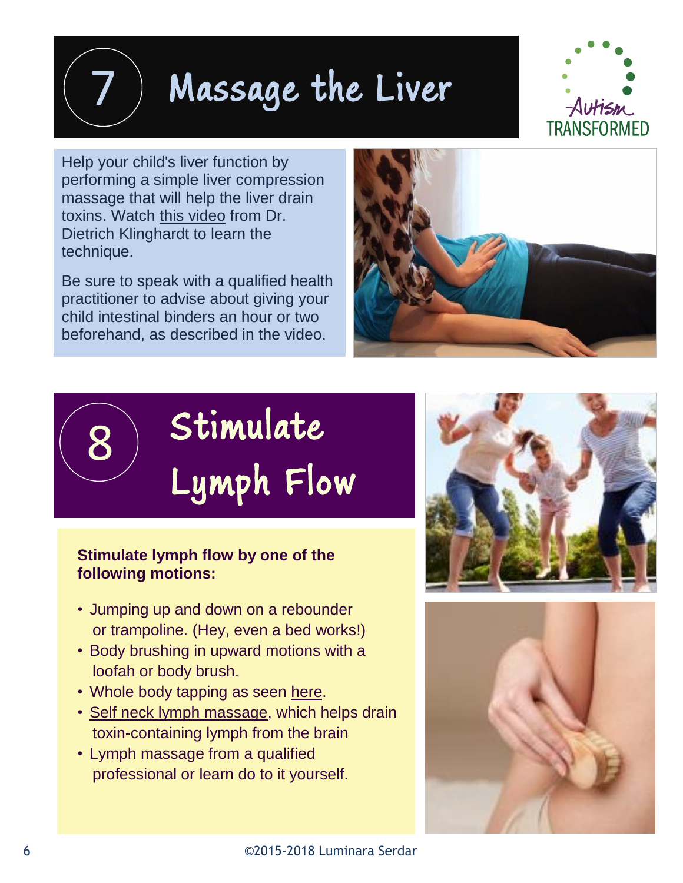# 7 Massage the Liver

Help your child's liver function by performing a simple liver compression massage that will help the liver drain toxins. Watch this video from Dr. Dietrich Klinghardt to learn the technique.

Be sure to speak with a qualified health practitioner to advise about giving your child intestinal binders an hour or two beforehand, as described in the video.

# 8 Stimulate Lymph Flow

**Stimulate lymph flow by one of the following motions:**

- Jumping up and down on a rebounder or trampoline. (Hey, even a bed works!)
- Body brushing in upward motions with a loofah or body brush.
- Whole body tapping as seen here.
- Self neck lymph massage, which helps drain toxin-containing lymph from the brain
- Lymph massage from a qualified professional or learn do to it yourself.

©2015-2018 Luminara Serdar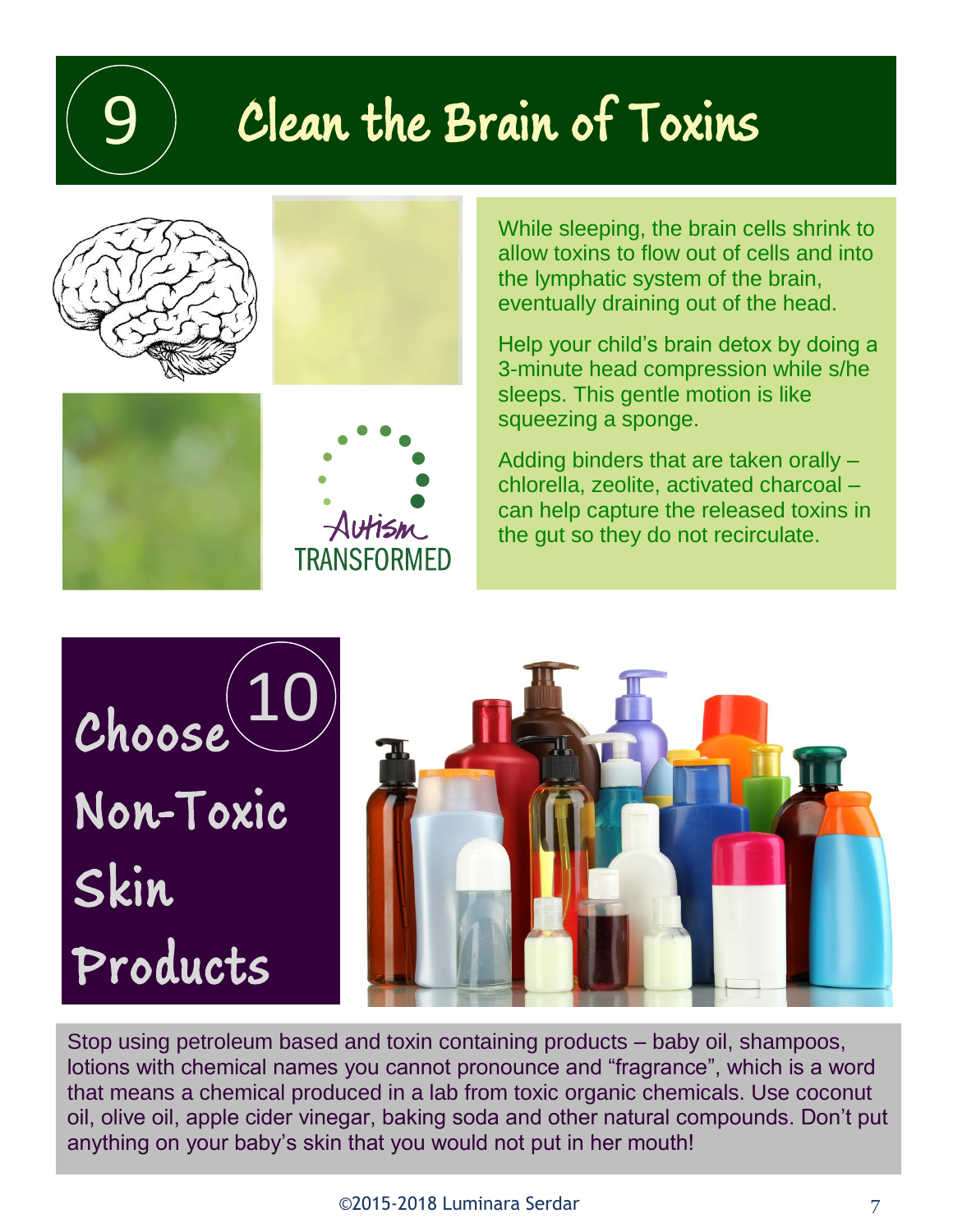# 9 Clean the Brain of Toxins

Autism TRANSFORMED

While sleeping, the brain cells shrink to allow toxins to flow out of cells and into the lymphatic system of the brain, eventually draining out of the head.

Help your child's brain detox by doing a 3-minute head compression while s/he sleeps. This gentle motion is like squeezing a sponge.

Adding binders that are taken orally – chlorella, zeolite, activated charcoal – can help capture the released toxins in the gut so they do not recirculate.

# 10 Choose Non-Toxic Skin Products

Stop using petroleum based and toxin containing products – baby oil, shampoos, lotions with chemical names you cannot pronounce and "fragrance", which is a word that means a chemical produced in a lab from toxic organic chemicals. Use coconut oil, olive oil, apple cider vinegar, baking soda and other natural compounds. Don't put anything on your baby's skin that you would not put in her mouth!

©2015-2018 Luminara Serdar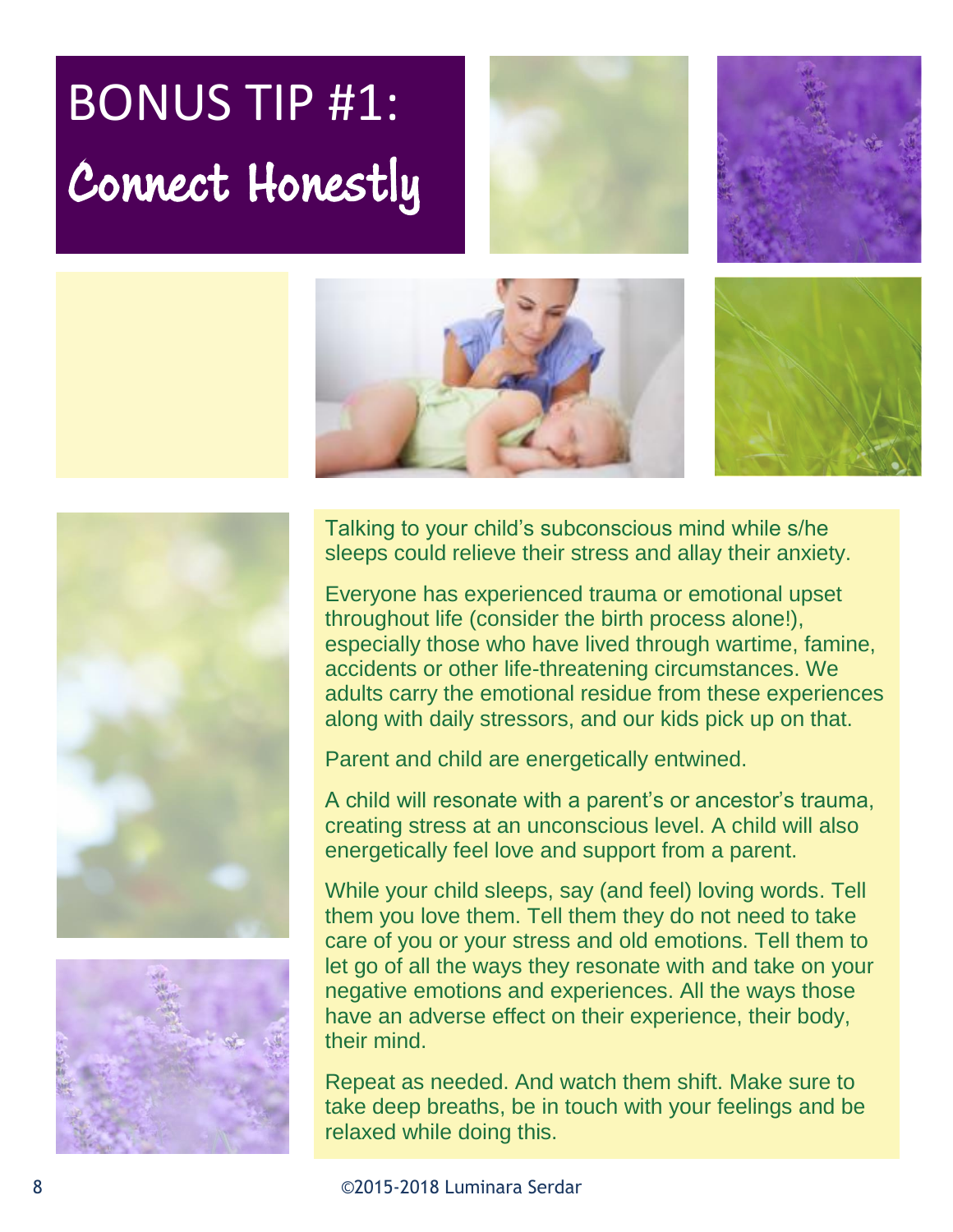# BONUS TIP #1: Connect Honestly

Talking to your child's subconscious mind while s/he sleeps could relieve their stress and allay their anxiety.

Everyone has experienced trauma or emotional upset throughout life (consider the birth process alone!), especially those who have lived through wartime, famine, accidents or other life-threatening circumstances. We adults carry the emotional residue from these experiences along with daily stressors, and our kids pick up on that.

Parent and child are energetically entwined.

A child will resonate with a parent's or ancestor's trauma, creating stress at an unconscious level. A child will also energetically feel love and support from a parent.

While your child sleeps, say (and feel) loving words. Tell them you love them. Tell them they do not need to take care of you or your stress and old emotions. Tell them to let go of all the ways they resonate with and take on your negative emotions and experiences. All the ways those have an adverse effect on their experience, their body, their mind.

Repeat as needed. And watch them shift. Make sure to take deep breaths, be in touch with your feelings and be relaxed while doing this.

©2015-2018 Luminara Serdar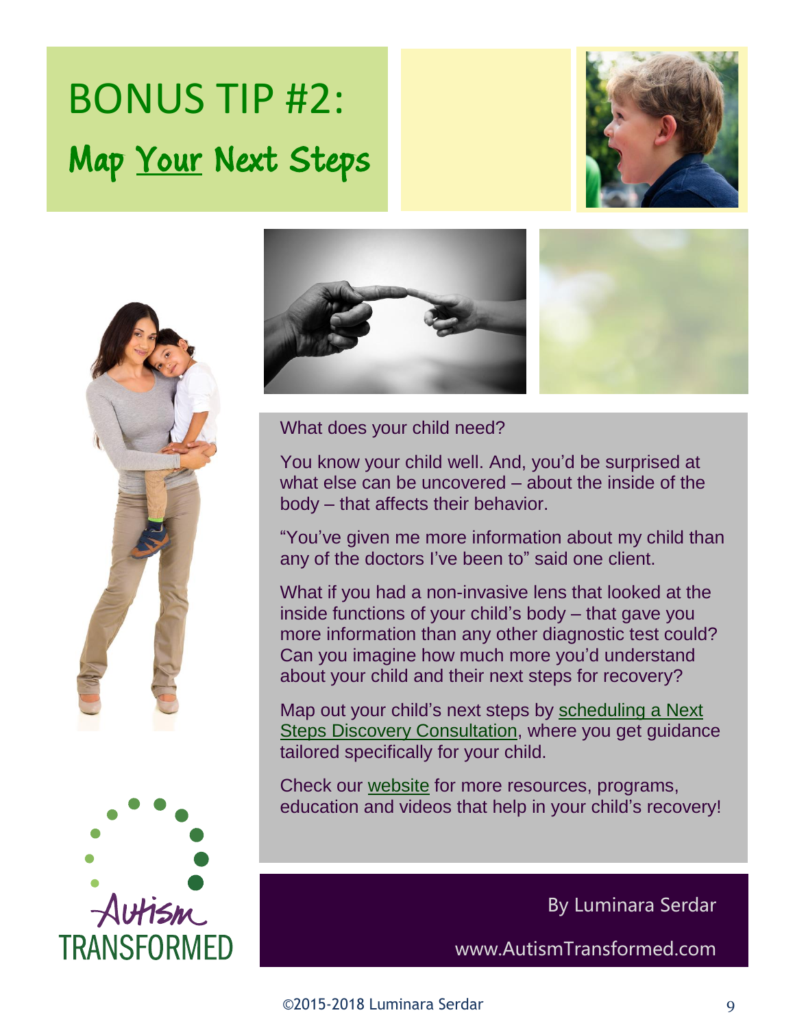# BONUS TIP #2:

## Map Your Next Steps

What does your child need?

You know your child well. And, you'd be surprised at what else can be uncovered – about the inside of the body – that affects their behavior.

"You've given me more information about my child than any of the doctors I've been to" said one client.

What if you had a non-invasive lens that looked at the inside functions of your child's body – that gave you more information than any other diagnostic test could? Can you imagine how much more you'd understand about your child and their next steps for recovery?

Map out your child's next steps by scheduling a Next Steps Discovery Consultation, where you get guidance tailored specifically for your child.

Check our website for more resources, programs, education and videos that help in your child's recovery!

Autism TRANSFORMED

By Luminara Serdar

www.AutismTransformed.com

©2015-2018 Luminara Serdar